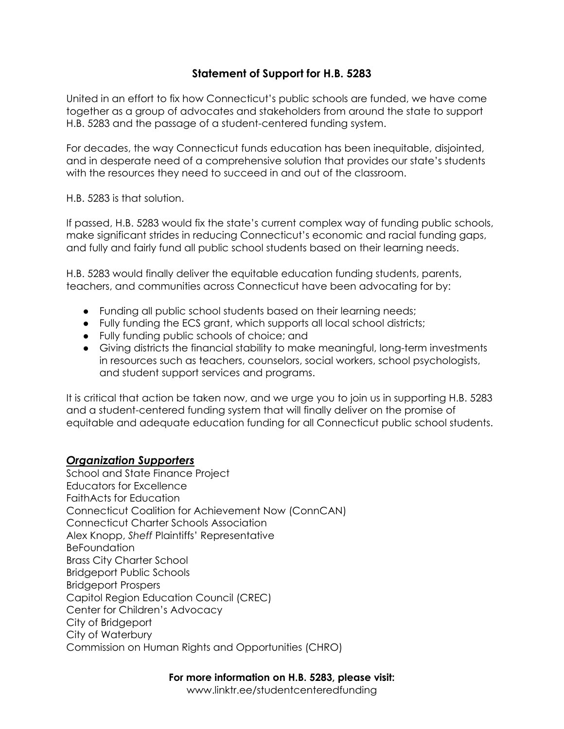# Statement of Support for H.B. 5283

United in an effort to fix how Connecticut's public schools are funded, we have come together as a group of advocates and stakeholders from around the state to support H.B. 5283 and the passage of a student-centered funding system.

For decades, the way Connecticut funds education has been inequitable, disjointed, and in desperate need of a comprehensive solution that provides our state's students with the resources they need to succeed in and out of the classroom.

H.B. 5283 is that solution.

If passed, H.B. 5283 would fix the state's current complex way of funding public schools, make significant strides in reducing Connecticut's economic and racial funding gaps, and fully and fairly fund all public school students based on their learning needs.

H.B. 5283 would finally deliver the equitable education funding students, parents, teachers, and communities across Connecticut have been advocating for by:

- Funding all public school students based on their learning needs;
- Fully funding the ECS grant, which supports all local school districts;
- Fully funding public schools of choice; and
- Giving districts the financial stability to make meaningful, long-term investments in resources such as teachers, counselors, social workers, school psychologists, and student support services and programs.

It is critical that action be taken now, and we urge you to join us in supporting H.B. 5283 and a student-centered funding system that will finally deliver on the promise of equitable and adequate education funding for all Connecticut public school students.

## ***Organization Supporters***

School and State Finance Project
Educators for Excellence
FaithActs for Education
Connecticut Coalition for Achievement Now (ConnCAN)
Connecticut Charter Schools Association
Alex Knopp, *Sheff* Plaintiffs' Representative
BeFoundation
Brass City Charter School
Bridgeport Public Schools
Bridgeport Prospers
Capitol Region Education Council (CREC)
Center for Children's Advocacy
City of Bridgeport
City of Waterbury
Commission on Human Rights and Opportunities (CHRO)

**For more information on H.B. 5283, please visit:**
www.linktr.ee/studentcenteredfunding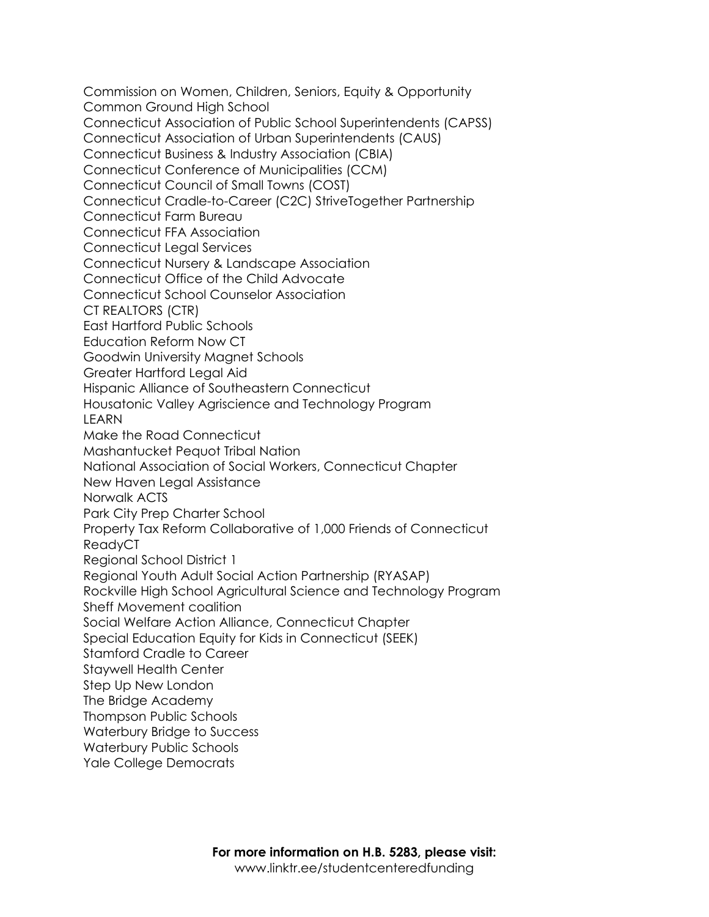Commission on Women, Children, Seniors, Equity & Opportunity
Common Ground High School
Connecticut Association of Public School Superintendents (CAPSS)
Connecticut Association of Urban Superintendents (CAUS)
Connecticut Business & Industry Association (CBIA)
Connecticut Conference of Municipalities (CCM)
Connecticut Council of Small Towns (COST)
Connecticut Cradle-to-Career (C2C) StriveTogether Partnership
Connecticut Farm Bureau
Connecticut FFA Association
Connecticut Legal Services
Connecticut Nursery & Landscape Association
Connecticut Office of the Child Advocate
Connecticut School Counselor Association
CT REALTORS (CTR)
East Hartford Public Schools
Education Reform Now CT
Goodwin University Magnet Schools
Greater Hartford Legal Aid
Hispanic Alliance of Southeastern Connecticut
Housatonic Valley Agriscience and Technology Program
LEARN
Make the Road Connecticut
Mashantucket Pequot Tribal Nation
National Association of Social Workers, Connecticut Chapter
New Haven Legal Assistance
Norwalk ACTS
Park City Prep Charter School
Property Tax Reform Collaborative of 1,000 Friends of Connecticut
ReadyCT
Regional School District 1
Regional Youth Adult Social Action Partnership (RYASAP)
Rockville High School Agricultural Science and Technology Program
Sheff Movement coalition
Social Welfare Action Alliance, Connecticut Chapter
Special Education Equity for Kids in Connecticut (SEEK)
Stamford Cradle to Career
Staywell Health Center
Step Up New London
The Bridge Academy
Thompson Public Schools
Waterbury Bridge to Success
Waterbury Public Schools
Yale College Democrats

**For more information on H.B. 5283, please visit:**
www.linktr.ee/studentcenteredfunding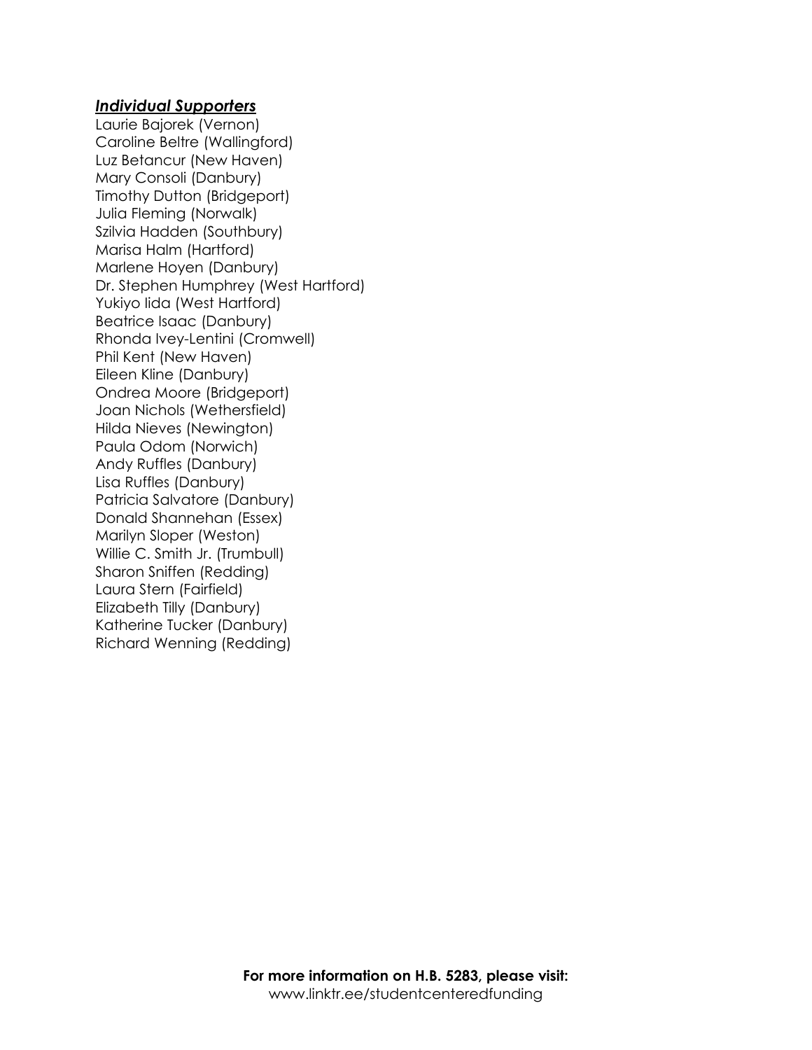***Individual Supporters***

Laurie Bajorek (Vernon)
Caroline Beltre (Wallingford)
Luz Betancur (New Haven)
Mary Consoli (Danbury)
Timothy Dutton (Bridgeport)
Julia Fleming (Norwalk)
Szilvia Hadden (Southbury)
Marisa Halm (Hartford)
Marlene Hoyen (Danbury)
Dr. Stephen Humphrey (West Hartford)
Yukiyo Iida (West Hartford)
Beatrice Isaac (Danbury)
Rhonda Ivey-Lentini (Cromwell)
Phil Kent (New Haven)
Eileen Kline (Danbury)
Ondrea Moore (Bridgeport)
Joan Nichols (Wethersfield)
Hilda Nieves (Newington)
Paula Odom (Norwich)
Andy Ruffles (Danbury)
Lisa Ruffles (Danbury)
Patricia Salvatore (Danbury)
Donald Shannehan (Essex)
Marilyn Sloper (Weston)
Willie C. Smith Jr. (Trumbull)
Sharon Sniffen (Redding)
Laura Stern (Fairfield)
Elizabeth Tilly (Danbury)
Katherine Tucker (Danbury)
Richard Wenning (Redding)

**For more information on H.B. 5283, please visit:**
www.linktr.ee/studentcenteredfunding